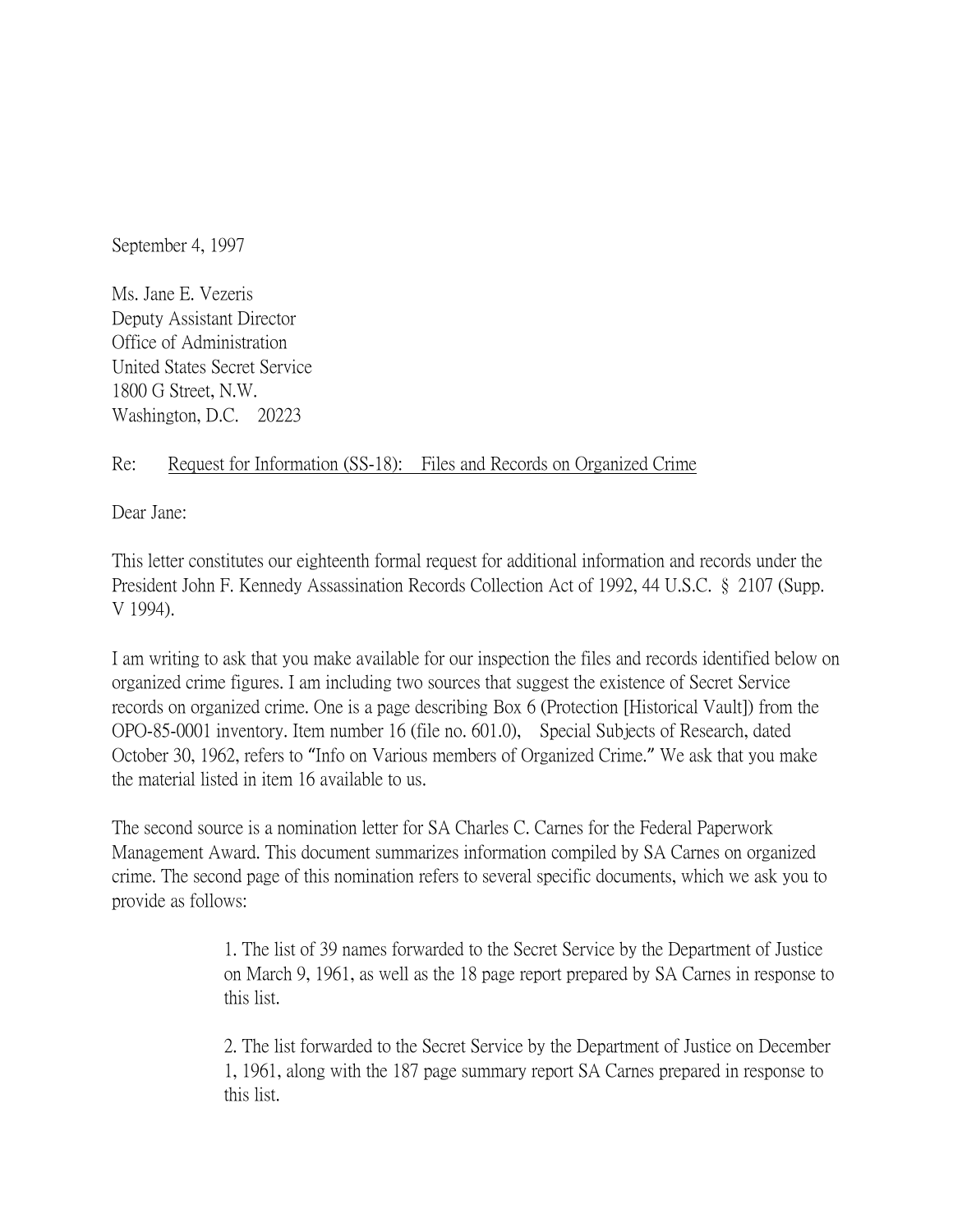September 4, 1997

Ms. Jane E. Vezeris
Deputy Assistant Director
Office of Administration
United States Secret Service
1800 G Street, N.W.
Washington, D.C. 20223

Re: Request for Information (SS-18): Files and Records on Organized Crime

Dear Jane:

This letter constitutes our eighteenth formal request for additional information and records under the President John F. Kennedy Assassination Records Collection Act of 1992, 44 U.S.C. § 2107 (Supp. V 1994).

I am writing to ask that you make available for our inspection the files and records identified below on organized crime figures. I am including two sources that suggest the existence of Secret Service records on organized crime. One is a page describing Box 6 (Protection [Historical Vault]) from the OPO-85-0001 inventory. Item number 16 (file no. 601.0), Special Subjects of Research, dated October 30, 1962, refers to "Info on Various members of Organized Crime." We ask that you make the material listed in item 16 available to us.

The second source is a nomination letter for SA Charles C. Carnes for the Federal Paperwork Management Award. This document summarizes information compiled by SA Carnes on organized crime. The second page of this nomination refers to several specific documents, which we ask you to provide as follows:

> 1. The list of 39 names forwarded to the Secret Service by the Department of Justice on March 9, 1961, as well as the 18 page report prepared by SA Carnes in response to this list.
>
> 2. The list forwarded to the Secret Service by the Department of Justice on December 1, 1961, along with the 187 page summary report SA Carnes prepared in response to this list.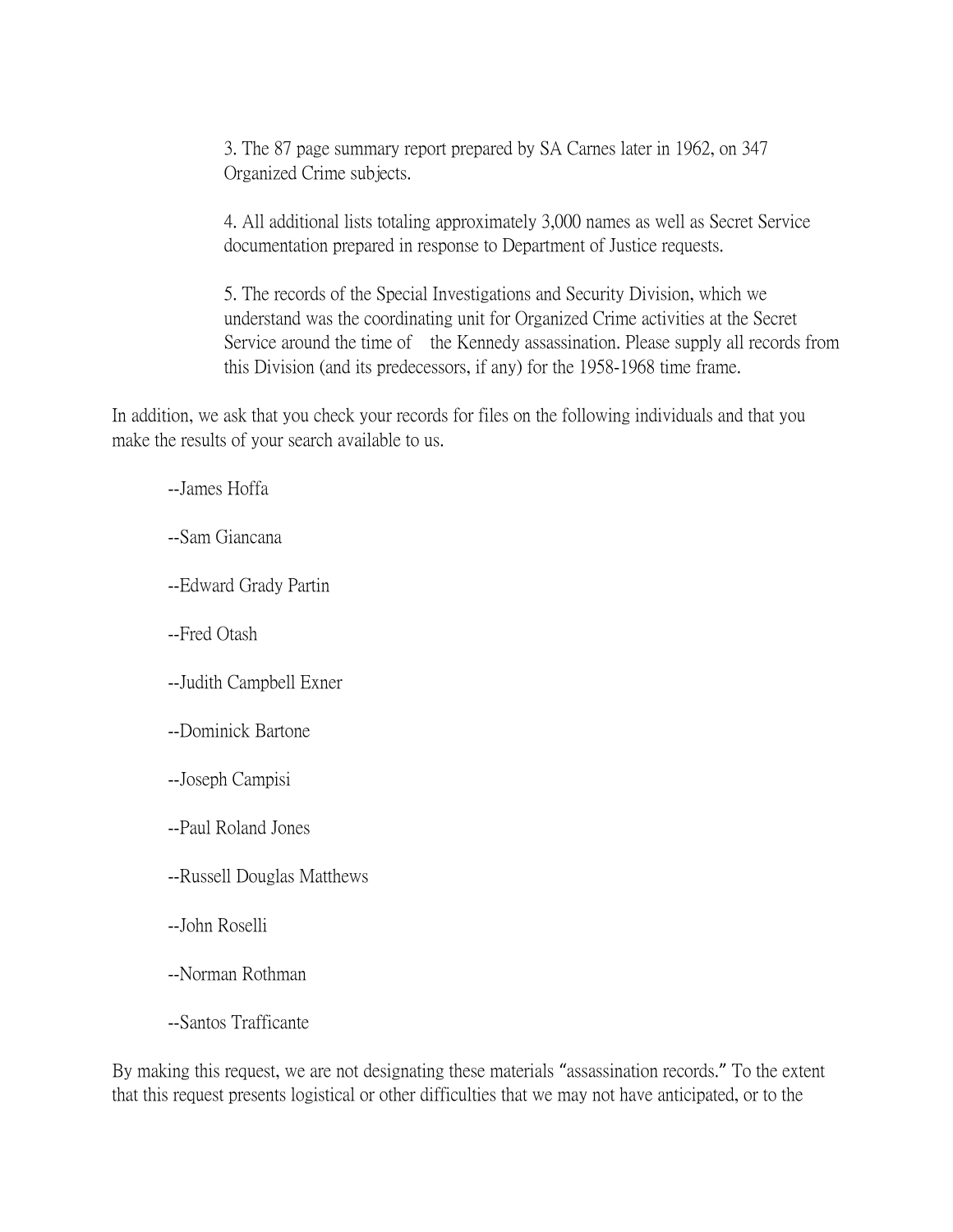3. The 87 page summary report prepared by SA Carnes later in 1962, on 347 Organized Crime subjects.

4. All additional lists totaling approximately 3,000 names as well as Secret Service documentation prepared in response to Department of Justice requests.

5. The records of the Special Investigations and Security Division, which we understand was the coordinating unit for Organized Crime activities at the Secret Service around the time of the Kennedy assassination. Please supply all records from this Division (and its predecessors, if any) for the 1958-1968 time frame.

In addition, we ask that you check your records for files on the following individuals and that you make the results of your search available to us.

--James Hoffa

--Sam Giancana

--Edward Grady Partin

--Fred Otash

--Judith Campbell Exner

--Dominick Bartone

--Joseph Campisi

--Paul Roland Jones

--Russell Douglas Matthews

--John Roselli

--Norman Rothman

--Santos Trafficante

By making this request, we are not designating these materials "assassination records." To the extent that this request presents logistical or other difficulties that we may not have anticipated, or to the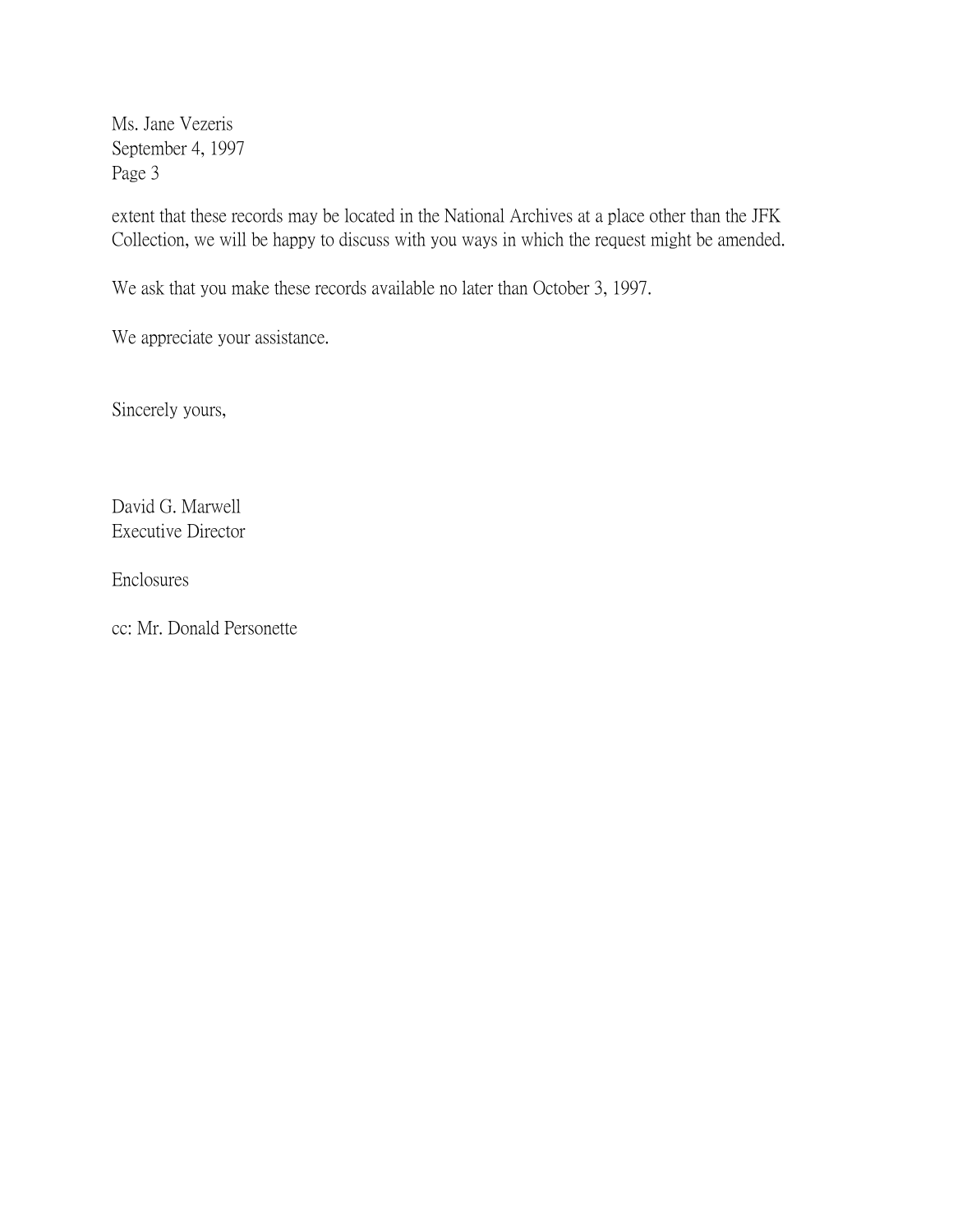Ms. Jane Vezeris
September 4, 1997
Page 3

extent that these records may be located in the National Archives at a place other than the JFK Collection, we will be happy to discuss with you ways in which the request might be amended.

We ask that you make these records available no later than October 3, 1997.

We appreciate your assistance.

Sincerely yours,

David G. Marwell
Executive Director

Enclosures

cc: Mr. Donald Personette